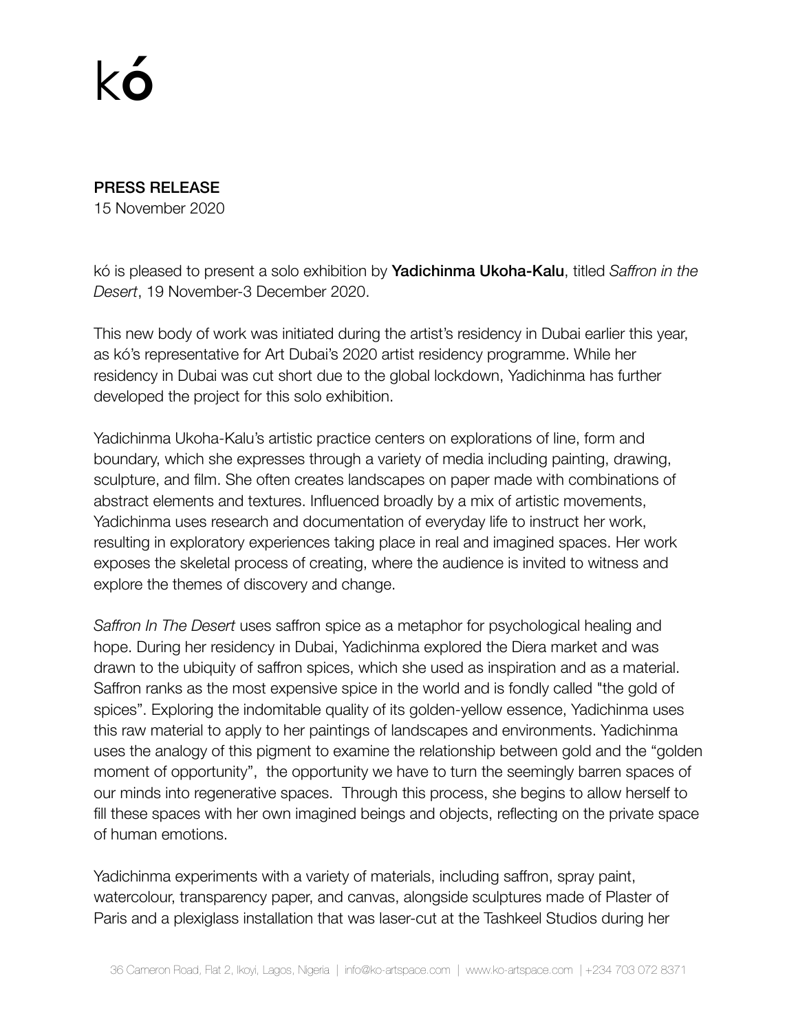# kó

**PRESS RELEASE**
15 November 2020

kó is pleased to present a solo exhibition by **Yadichinma Ukoha-Kalu**, titled *Saffron in the Desert*, 19 November-3 December 2020.

This new body of work was initiated during the artist's residency in Dubai earlier this year, as kó's representative for Art Dubai's 2020 artist residency programme. While her residency in Dubai was cut short due to the global lockdown, Yadichinma has further developed the project for this solo exhibition.

Yadichinma Ukoha-Kalu's artistic practice centers on explorations of line, form and boundary, which she expresses through a variety of media including painting, drawing, sculpture, and film. She often creates landscapes on paper made with combinations of abstract elements and textures. Influenced broadly by a mix of artistic movements, Yadichinma uses research and documentation of everyday life to instruct her work, resulting in exploratory experiences taking place in real and imagined spaces. Her work exposes the skeletal process of creating, where the audience is invited to witness and explore the themes of discovery and change.

*Saffron In The Desert* uses saffron spice as a metaphor for psychological healing and hope. During her residency in Dubai, Yadichinma explored the Diera market and was drawn to the ubiquity of saffron spices, which she used as inspiration and as a material. Saffron ranks as the most expensive spice in the world and is fondly called "the gold of spices". Exploring the indomitable quality of its golden-yellow essence, Yadichinma uses this raw material to apply to her paintings of landscapes and environments. Yadichinma uses the analogy of this pigment to examine the relationship between gold and the "golden moment of opportunity", the opportunity we have to turn the seemingly barren spaces of our minds into regenerative spaces. Through this process, she begins to allow herself to fill these spaces with her own imagined beings and objects, reflecting on the private space of human emotions.

Yadichinma experiments with a variety of materials, including saffron, spray paint, watercolour, transparency paper, and canvas, alongside sculptures made of Plaster of Paris and a plexiglass installation that was laser-cut at the Tashkeel Studios during her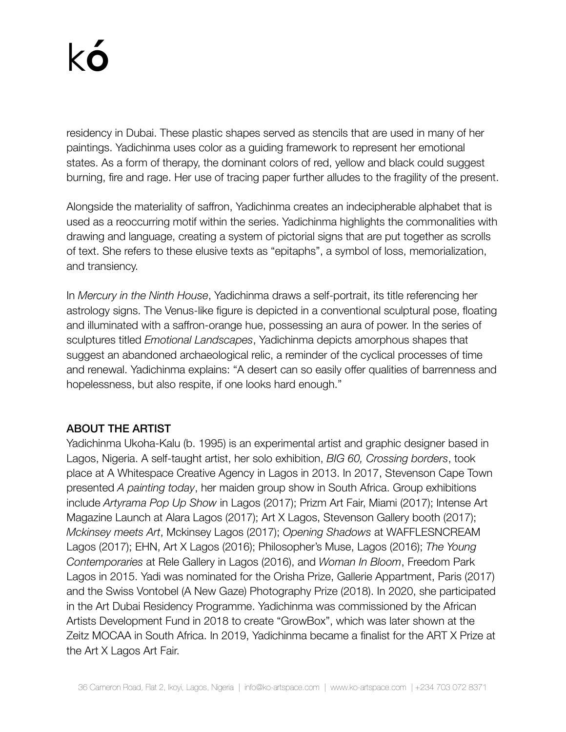residency in Dubai. These plastic shapes served as stencils that are used in many of her paintings. Yadichinma uses color as a guiding framework to represent her emotional states. As a form of therapy, the dominant colors of red, yellow and black could suggest burning, fire and rage. Her use of tracing paper further alludes to the fragility of the present.

Alongside the materiality of saffron, Yadichinma creates an indecipherable alphabet that is used as a reoccurring motif within the series. Yadichinma highlights the commonalities with drawing and language, creating a system of pictorial signs that are put together as scrolls of text. She refers to these elusive texts as "epitaphs", a symbol of loss, memorialization, and transiency.

In *Mercury in the Ninth House*, Yadichinma draws a self-portrait, its title referencing her astrology signs. The Venus-like figure is depicted in a conventional sculptural pose, floating and illuminated with a saffron-orange hue, possessing an aura of power. In the series of sculptures titled *Emotional Landscapes*, Yadichinma depicts amorphous shapes that suggest an abandoned archaeological relic, a reminder of the cyclical processes of time and renewal. Yadichinma explains: "A desert can so easily offer qualities of barrenness and hopelessness, but also respite, if one looks hard enough."

## ABOUT THE ARTIST

Yadichinma Ukoha-Kalu (b. 1995) is an experimental artist and graphic designer based in Lagos, Nigeria. A self-taught artist, her solo exhibition, *BIG 60, Crossing borders*, took place at A Whitespace Creative Agency in Lagos in 2013. In 2017, Stevenson Cape Town presented *A painting today*, her maiden group show in South Africa. Group exhibitions include *Artyrama Pop Up Show* in Lagos (2017); Prizm Art Fair, Miami (2017); Intense Art Magazine Launch at Alara Lagos (2017); Art X Lagos, Stevenson Gallery booth (2017); *Mckinsey meets Art*, Mckinsey Lagos (2017); *Opening Shadows* at WAFFLESNCREAM Lagos (2017); EHN, Art X Lagos (2016); Philosopher's Muse, Lagos (2016); *The Young Contemporaries* at Rele Gallery in Lagos (2016), and *Woman In Bloom*, Freedom Park Lagos in 2015. Yadi was nominated for the Orisha Prize, Gallerie Appartment, Paris (2017) and the Swiss Vontobel (A New Gaze) Photography Prize (2018). In 2020, she participated in the Art Dubai Residency Programme. Yadichinma was commissioned by the African Artists Development Fund in 2018 to create "GrowBox", which was later shown at the Zeitz MOCAA in South Africa. In 2019, Yadichinma became a finalist for the ART X Prize at the Art X Lagos Art Fair.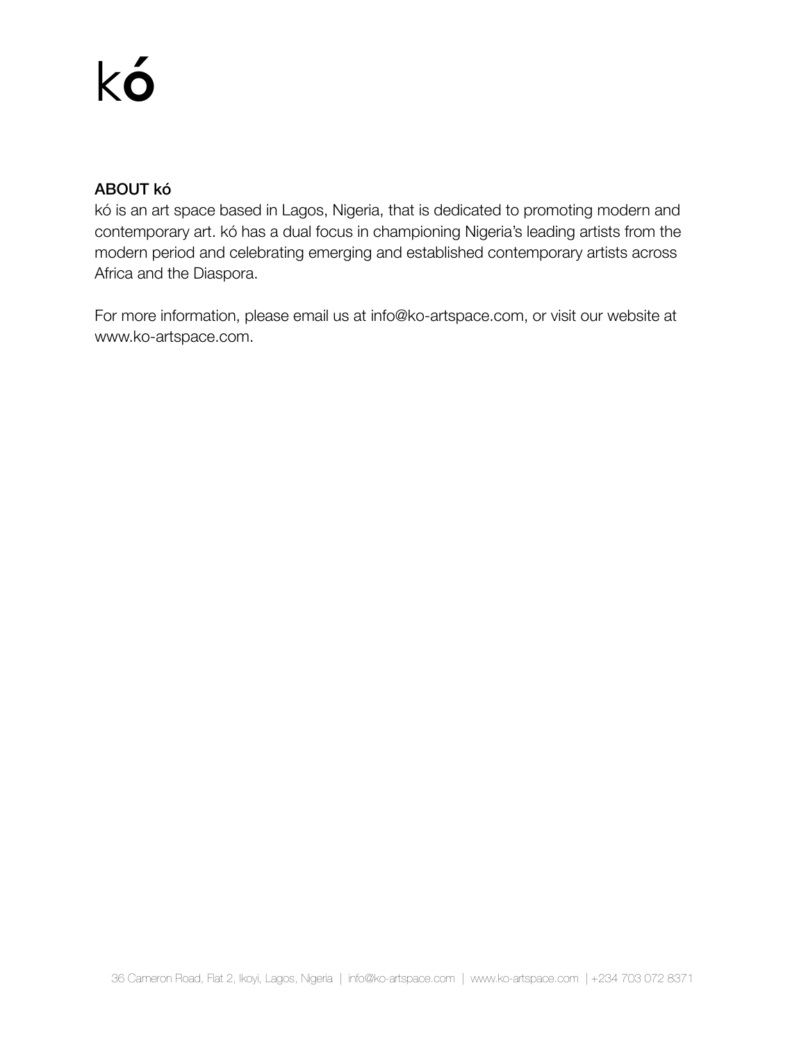# kó

## ABOUT kó

kó is an art space based in Lagos, Nigeria, that is dedicated to promoting modern and contemporary art. kó has a dual focus in championing Nigeria's leading artists from the modern period and celebrating emerging and established contemporary artists across Africa and the Diaspora.

For more information, please email us at info@ko-artspace.com, or visit our website at www.ko-artspace.com.

36 Cameron Road, Flat 2, Ikoyi, Lagos, Nigeria | info@ko-artspace.com | www.ko-artspace.com | +234 703 072 8371